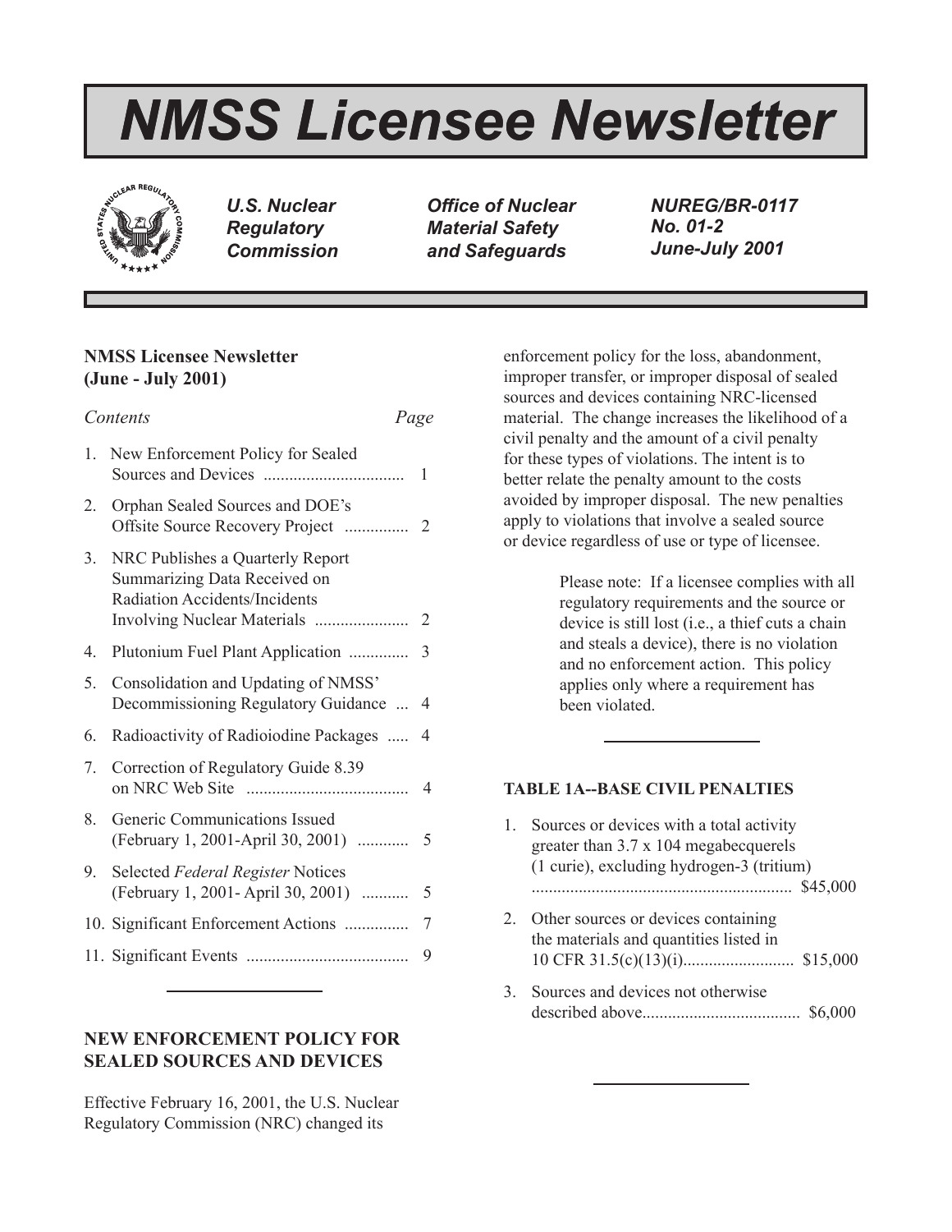# NMSS Licensee Newsletter

*U.S. Nuclear Regulatory Commission*

*Office of Nuclear Material Safety and Safeguards*

*NUREG/BR-0117*
*No. 01-2*
*June-July 2001*

---

**NMSS Licensee Newsletter (June - July 2001)**

| *Contents* | *Page* |
|---|---|
| 1. New Enforcement Policy for Sealed Sources and Devices | 1 |
| 2. Orphan Sealed Sources and DOE's Offsite Source Recovery Project | 2 |
| 3. NRC Publishes a Quarterly Report Summarizing Data Received on Radiation Accidents/Incidents Involving Nuclear Materials | 2 |
| 4. Plutonium Fuel Plant Application | 3 |
| 5. Consolidation and Updating of NMSS' Decommissioning Regulatory Guidance | 4 |
| 6. Radioactivity of Radioiodine Packages | 4 |
| 7. Correction of Regulatory Guide 8.39 on NRC Web Site | 4 |
| 8. Generic Communications Issued (February 1, 2001-April 30, 2001) | 5 |
| 9. Selected *Federal Register* Notices (February 1, 2001- April 30, 2001) | 5 |
| 10. Significant Enforcement Actions | 7 |
| 11. Significant Events | 9 |

---

## NEW ENFORCEMENT POLICY FOR SEALED SOURCES AND DEVICES

Effective February 16, 2001, the U.S. Nuclear Regulatory Commission (NRC) changed its enforcement policy for the loss, abandonment, improper transfer, or improper disposal of sealed sources and devices containing NRC-licensed material. The change increases the likelihood of a civil penalty and the amount of a civil penalty for these types of violations. The intent is to better relate the penalty amount to the costs avoided by improper disposal. The new penalties apply to violations that involve a sealed source or device regardless of use or type of licensee.

> Please note: If a licensee complies with all regulatory requirements and the source or device is still lost (i.e., a thief cuts a chain and steals a device), there is no violation and no enforcement action. This policy applies only where a requirement has been violated.

---

**TABLE 1A--BASE CIVIL PENALTIES**

1. Sources or devices with a total activity greater than 3.7 x 104 megabecquerels (1 curie), excluding hydrogen-3 (tritium) ............................................................ $45,000
2. Other sources or devices containing the materials and quantities listed in 10 CFR 31.5(c)(13)(i).......................... $15,000
3. Sources and devices not otherwise described above..................................... $6,000

---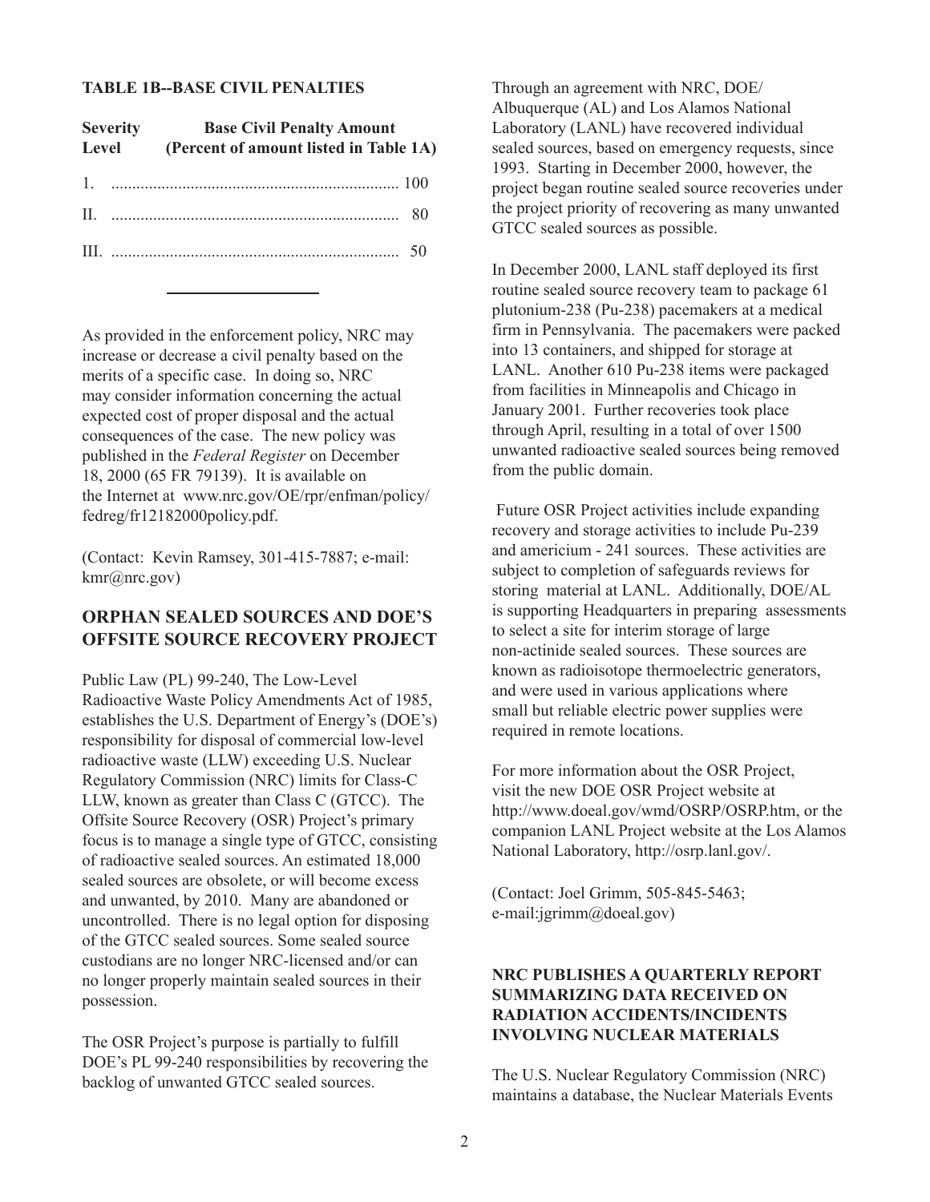**TABLE 1B--BASE CIVIL PENALTIES**

| Severity Level | Base Civil Penalty Amount (Percent of amount listed in Table 1A) |
|---|---|
| 1. | 100 |
| II. | 80 |
| III. | 50 |

As provided in the enforcement policy, NRC may increase or decrease a civil penalty based on the merits of a specific case. In doing so, NRC may consider information concerning the actual expected cost of proper disposal and the actual consequences of the case. The new policy was published in the *Federal Register* on December 18, 2000 (65 FR 79139). It is available on the Internet at www.nrc.gov/OE/rpr/enfman/policy/fedreg/fr12182000policy.pdf.

(Contact: Kevin Ramsey, 301-415-7887; e-mail: kmr@nrc.gov)

## ORPHAN SEALED SOURCES AND DOE'S OFFSITE SOURCE RECOVERY PROJECT

Public Law (PL) 99-240, The Low-Level Radioactive Waste Policy Amendments Act of 1985, establishes the U.S. Department of Energy's (DOE's) responsibility for disposal of commercial low-level radioactive waste (LLW) exceeding U.S. Nuclear Regulatory Commission (NRC) limits for Class-C LLW, known as greater than Class C (GTCC). The Offsite Source Recovery (OSR) Project's primary focus is to manage a single type of GTCC, consisting of radioactive sealed sources. An estimated 18,000 sealed sources are obsolete, or will become excess and unwanted, by 2010. Many are abandoned or uncontrolled. There is no legal option for disposing of the GTCC sealed sources. Some sealed source custodians are no longer NRC-licensed and/or can no longer properly maintain sealed sources in their possession.

The OSR Project's purpose is partially to fulfill DOE's PL 99-240 responsibilities by recovering the backlog of unwanted GTCC sealed sources.

Through an agreement with NRC, DOE/Albuquerque (AL) and Los Alamos National Laboratory (LANL) have recovered individual sealed sources, based on emergency requests, since 1993. Starting in December 2000, however, the project began routine sealed source recoveries under the project priority of recovering as many unwanted GTCC sealed sources as possible.

In December 2000, LANL staff deployed its first routine sealed source recovery team to package 61 plutonium-238 (Pu-238) pacemakers at a medical firm in Pennsylvania. The pacemakers were packed into 13 containers, and shipped for storage at LANL. Another 610 Pu-238 items were packaged from facilities in Minneapolis and Chicago in January 2001. Further recoveries took place through April, resulting in a total of over 1500 unwanted radioactive sealed sources being removed from the public domain.

Future OSR Project activities include expanding recovery and storage activities to include Pu-239 and americium - 241 sources. These activities are subject to completion of safeguards reviews for storing material at LANL. Additionally, DOE/AL is supporting Headquarters in preparing assessments to select a site for interim storage of large non-actinide sealed sources. These sources are known as radioisotope thermoelectric generators, and were used in various applications where small but reliable electric power supplies were required in remote locations.

For more information about the OSR Project, visit the new DOE OSR Project website at http://www.doeal.gov/wmd/OSRP/OSRP.htm, or the companion LANL Project website at the Los Alamos National Laboratory, http://osrp.lanl.gov/.

(Contact: Joel Grimm, 505-845-5463; e-mail:jgrimm@doeal.gov)

### NRC PUBLISHES A QUARTERLY REPORT SUMMARIZING DATA RECEIVED ON RADIATION ACCIDENTS/INCIDENTS INVOLVING NUCLEAR MATERIALS

The U.S. Nuclear Regulatory Commission (NRC) maintains a database, the Nuclear Materials Events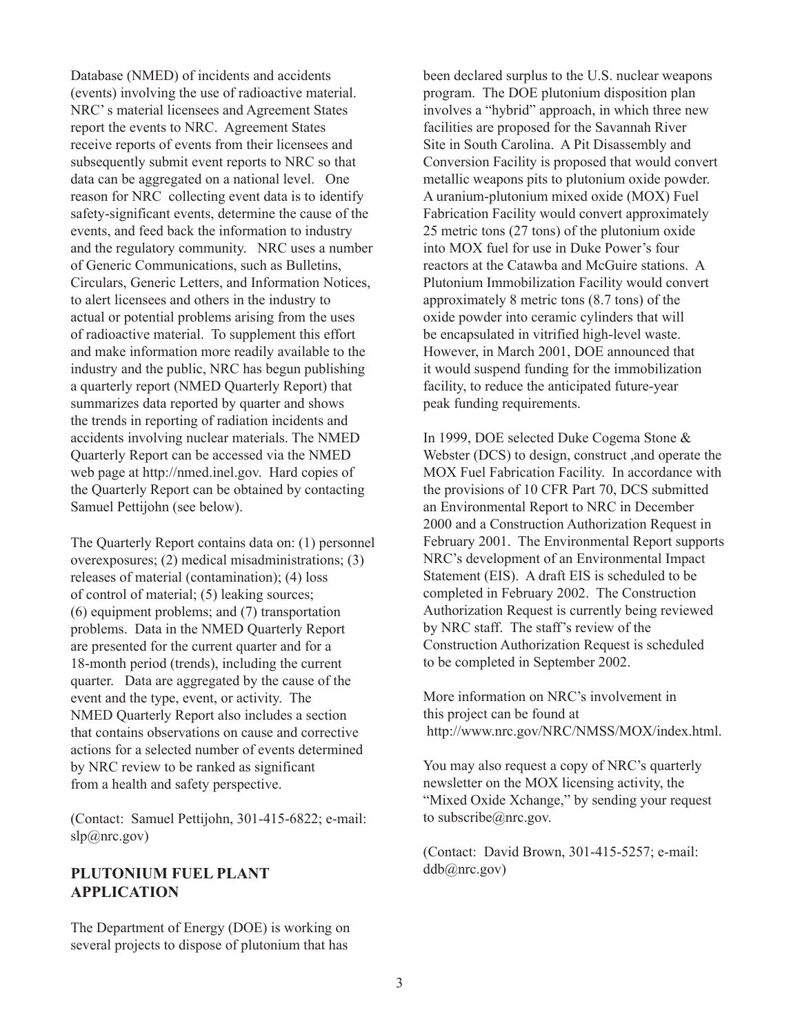Database (NMED) of incidents and accidents (events) involving the use of radioactive material. NRC' s material licensees and Agreement States report the events to NRC. Agreement States receive reports of events from their licensees and subsequently submit event reports to NRC so that data can be aggregated on a national level. One reason for NRC collecting event data is to identify safety-significant events, determine the cause of the events, and feed back the information to industry and the regulatory community. NRC uses a number of Generic Communications, such as Bulletins, Circulars, Generic Letters, and Information Notices, to alert licensees and others in the industry to actual or potential problems arising from the uses of radioactive material. To supplement this effort and make information more readily available to the industry and the public, NRC has begun publishing a quarterly report (NMED Quarterly Report) that summarizes data reported by quarter and shows the trends in reporting of radiation incidents and accidents involving nuclear materials. The NMED Quarterly Report can be accessed via the NMED web page at http://nmed.inel.gov. Hard copies of the Quarterly Report can be obtained by contacting Samuel Pettijohn (see below).

The Quarterly Report contains data on: (1) personnel overexposures; (2) medical misadministrations; (3) releases of material (contamination); (4) loss of control of material; (5) leaking sources; (6) equipment problems; and (7) transportation problems. Data in the NMED Quarterly Report are presented for the current quarter and for a 18-month period (trends), including the current quarter. Data are aggregated by the cause of the event and the type, event, or activity. The NMED Quarterly Report also includes a section that contains observations on cause and corrective actions for a selected number of events determined by NRC review to be ranked as significant from a health and safety perspective.

(Contact: Samuel Pettijohn, 301-415-6822; e-mail: slp@nrc.gov)

## PLUTONIUM FUEL PLANT APPLICATION

The Department of Energy (DOE) is working on several projects to dispose of plutonium that has been declared surplus to the U.S. nuclear weapons program. The DOE plutonium disposition plan involves a "hybrid" approach, in which three new facilities are proposed for the Savannah River Site in South Carolina. A Pit Disassembly and Conversion Facility is proposed that would convert metallic weapons pits to plutonium oxide powder. A uranium-plutonium mixed oxide (MOX) Fuel Fabrication Facility would convert approximately 25 metric tons (27 tons) of the plutonium oxide into MOX fuel for use in Duke Power's four reactors at the Catawba and McGuire stations. A Plutonium Immobilization Facility would convert approximately 8 metric tons (8.7 tons) of the oxide powder into ceramic cylinders that will be encapsulated in vitrified high-level waste. However, in March 2001, DOE announced that it would suspend funding for the immobilization facility, to reduce the anticipated future-year peak funding requirements.

In 1999, DOE selected Duke Cogema Stone & Webster (DCS) to design, construct ,and operate the MOX Fuel Fabrication Facility. In accordance with the provisions of 10 CFR Part 70, DCS submitted an Environmental Report to NRC in December 2000 and a Construction Authorization Request in February 2001. The Environmental Report supports NRC's development of an Environmental Impact Statement (EIS). A draft EIS is scheduled to be completed in February 2002. The Construction Authorization Request is currently being reviewed by NRC staff. The staff's review of the Construction Authorization Request is scheduled to be completed in September 2002.

More information on NRC's involvement in this project can be found at http://www.nrc.gov/NRC/NMSS/MOX/index.html.

You may also request a copy of NRC's quarterly newsletter on the MOX licensing activity, the "Mixed Oxide Xchange," by sending your request to subscribe@nrc.gov.

(Contact: David Brown, 301-415-5257; e-mail: ddb@nrc.gov)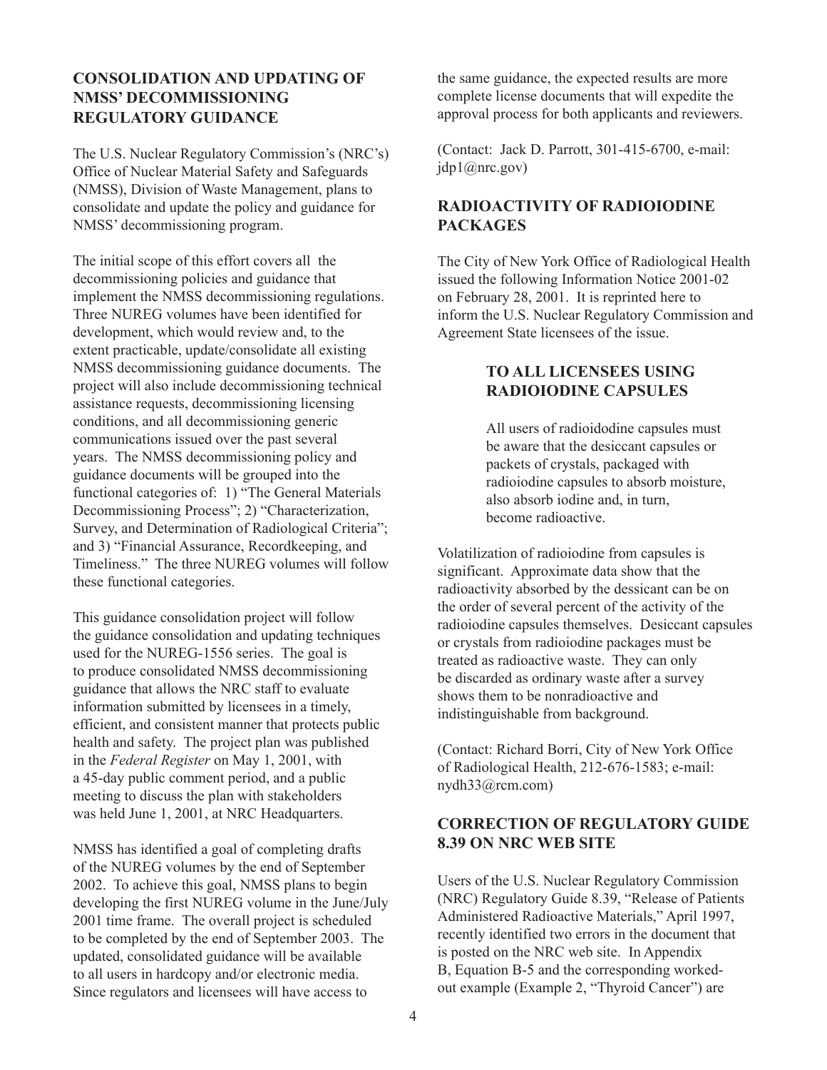## CONSOLIDATION AND UPDATING OF NMSS' DECOMMISSIONING REGULATORY GUIDANCE

The U.S. Nuclear Regulatory Commission's (NRC's) Office of Nuclear Material Safety and Safeguards (NMSS), Division of Waste Management, plans to consolidate and update the policy and guidance for NMSS' decommissioning program.

The initial scope of this effort covers all the decommissioning policies and guidance that implement the NMSS decommissioning regulations. Three NUREG volumes have been identified for development, which would review and, to the extent practicable, update/consolidate all existing NMSS decommissioning guidance documents. The project will also include decommissioning technical assistance requests, decommissioning licensing conditions, and all decommissioning generic communications issued over the past several years. The NMSS decommissioning policy and guidance documents will be grouped into the functional categories of: 1) "The General Materials Decommissioning Process"; 2) "Characterization, Survey, and Determination of Radiological Criteria"; and 3) "Financial Assurance, Recordkeeping, and Timeliness." The three NUREG volumes will follow these functional categories.

This guidance consolidation project will follow the guidance consolidation and updating techniques used for the NUREG-1556 series. The goal is to produce consolidated NMSS decommissioning guidance that allows the NRC staff to evaluate information submitted by licensees in a timely, efficient, and consistent manner that protects public health and safety. The project plan was published in the *Federal Register* on May 1, 2001, with a 45-day public comment period, and a public meeting to discuss the plan with stakeholders was held June 1, 2001, at NRC Headquarters.

NMSS has identified a goal of completing drafts of the NUREG volumes by the end of September 2002. To achieve this goal, NMSS plans to begin developing the first NUREG volume in the June/July 2001 time frame. The overall project is scheduled to be completed by the end of September 2003. The updated, consolidated guidance will be available to all users in hardcopy and/or electronic media. Since regulators and licensees will have access to the same guidance, the expected results are more complete license documents that will expedite the approval process for both applicants and reviewers.

(Contact: Jack D. Parrott, 301-415-6700, e-mail: jdp1@nrc.gov)

## RADIOACTIVITY OF RADIOIODINE PACKAGES

The City of New York Office of Radiological Health issued the following Information Notice 2001-02 on February 28, 2001. It is reprinted here to inform the U.S. Nuclear Regulatory Commission and Agreement State licensees of the issue.

> **TO ALL LICENSEES USING RADIOIODINE CAPSULES**
>
> All users of radioidodine capsules must be aware that the desiccant capsules or packets of crystals, packaged with radioiodine capsules to absorb moisture, also absorb iodine and, in turn, become radioactive.

Volatilization of radioiodine from capsules is significant. Approximate data show that the radioactivity absorbed by the dessicant can be on the order of several percent of the activity of the radioiodine capsules themselves. Desiccant capsules or crystals from radioiodine packages must be treated as radioactive waste. They can only be discarded as ordinary waste after a survey shows them to be nonradioactive and indistinguishable from background.

(Contact: Richard Borri, City of New York Office of Radiological Health, 212-676-1583; e-mail: nydh33@rcm.com)

## CORRECTION OF REGULATORY GUIDE 8.39 ON NRC WEB SITE

Users of the U.S. Nuclear Regulatory Commission (NRC) Regulatory Guide 8.39, "Release of Patients Administered Radioactive Materials," April 1997, recently identified two errors in the document that is posted on the NRC web site. In Appendix B, Equation B-5 and the corresponding worked-out example (Example 2, "Thyroid Cancer") are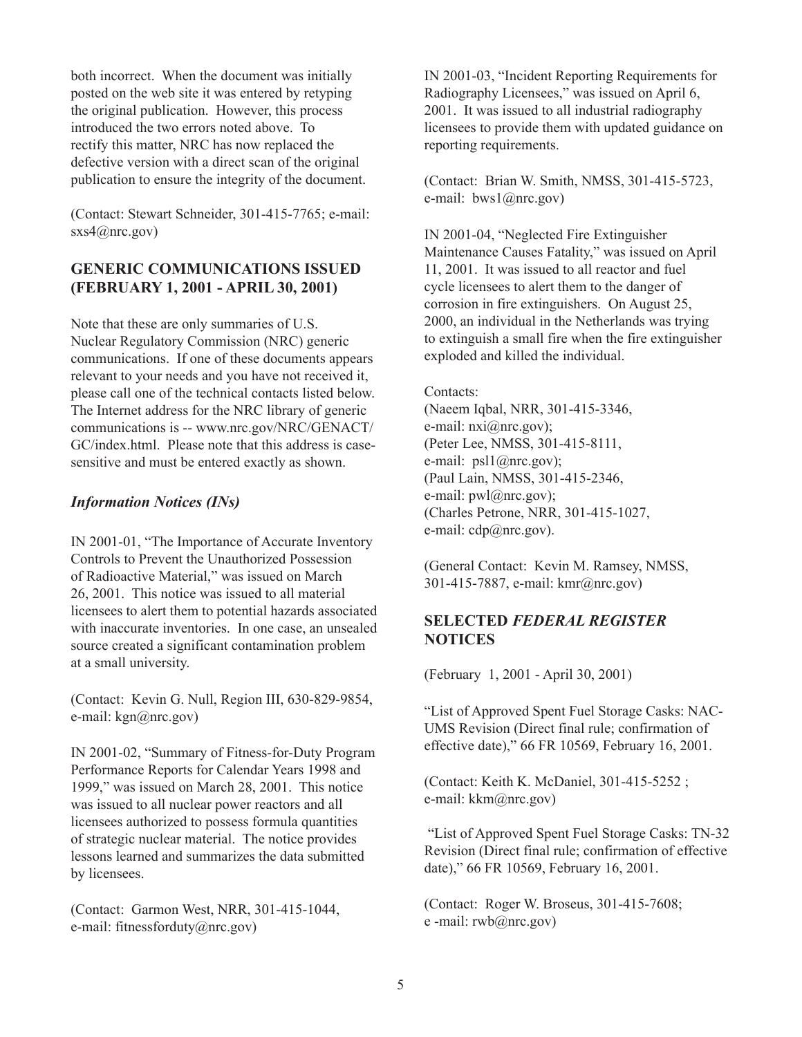both incorrect. When the document was initially posted on the web site it was entered by retyping the original publication. However, this process introduced the two errors noted above. To rectify this matter, NRC has now replaced the defective version with a direct scan of the original publication to ensure the integrity of the document.

(Contact: Stewart Schneider, 301-415-7765; e-mail: sxs4@nrc.gov)

## GENERIC COMMUNICATIONS ISSUED (FEBRUARY 1, 2001 - APRIL 30, 2001)

Note that these are only summaries of U.S. Nuclear Regulatory Commission (NRC) generic communications. If one of these documents appears relevant to your needs and you have not received it, please call one of the technical contacts listed below. The Internet address for the NRC library of generic communications is -- www.nrc.gov/NRC/GENACT/GC/index.html. Please note that this address is case-sensitive and must be entered exactly as shown.

### *Information Notices (INs)*

IN 2001-01, "The Importance of Accurate Inventory Controls to Prevent the Unauthorized Possession of Radioactive Material," was issued on March 26, 2001. This notice was issued to all material licensees to alert them to potential hazards associated with inaccurate inventories. In one case, an unsealed source created a significant contamination problem at a small university.

(Contact: Kevin G. Null, Region III, 630-829-9854, e-mail: kgn@nrc.gov)

IN 2001-02, "Summary of Fitness-for-Duty Program Performance Reports for Calendar Years 1998 and 1999," was issued on March 28, 2001. This notice was issued to all nuclear power reactors and all licensees authorized to possess formula quantities of strategic nuclear material. The notice provides lessons learned and summarizes the data submitted by licensees.

(Contact: Garmon West, NRR, 301-415-1044, e-mail: fitnessforduty@nrc.gov)

IN 2001-03, "Incident Reporting Requirements for Radiography Licensees," was issued on April 6, 2001. It was issued to all industrial radiography licensees to provide them with updated guidance on reporting requirements.

(Contact: Brian W. Smith, NMSS, 301-415-5723, e-mail: bws1@nrc.gov)

IN 2001-04, "Neglected Fire Extinguisher Maintenance Causes Fatality," was issued on April 11, 2001. It was issued to all reactor and fuel cycle licensees to alert them to the danger of corrosion in fire extinguishers. On August 25, 2000, an individual in the Netherlands was trying to extinguish a small fire when the fire extinguisher exploded and killed the individual.

Contacts:
(Naeem Iqbal, NRR, 301-415-3346, e-mail: nxi@nrc.gov);
(Peter Lee, NMSS, 301-415-8111, e-mail: psl1@nrc.gov);
(Paul Lain, NMSS, 301-415-2346, e-mail: pwl@nrc.gov);
(Charles Petrone, NRR, 301-415-1027, e-mail: cdp@nrc.gov).

(General Contact: Kevin M. Ramsey, NMSS, 301-415-7887, e-mail: kmr@nrc.gov)

## SELECTED *FEDERAL REGISTER* NOTICES

(February 1, 2001 - April 30, 2001)

"List of Approved Spent Fuel Storage Casks: NAC-UMS Revision (Direct final rule; confirmation of effective date)," 66 FR 10569, February 16, 2001.

(Contact: Keith K. McDaniel, 301-415-5252 ; e-mail: kkm@nrc.gov)

"List of Approved Spent Fuel Storage Casks: TN-32 Revision (Direct final rule; confirmation of effective date)," 66 FR 10569, February 16, 2001.

(Contact: Roger W. Broseus, 301-415-7608; e -mail: rwb@nrc.gov)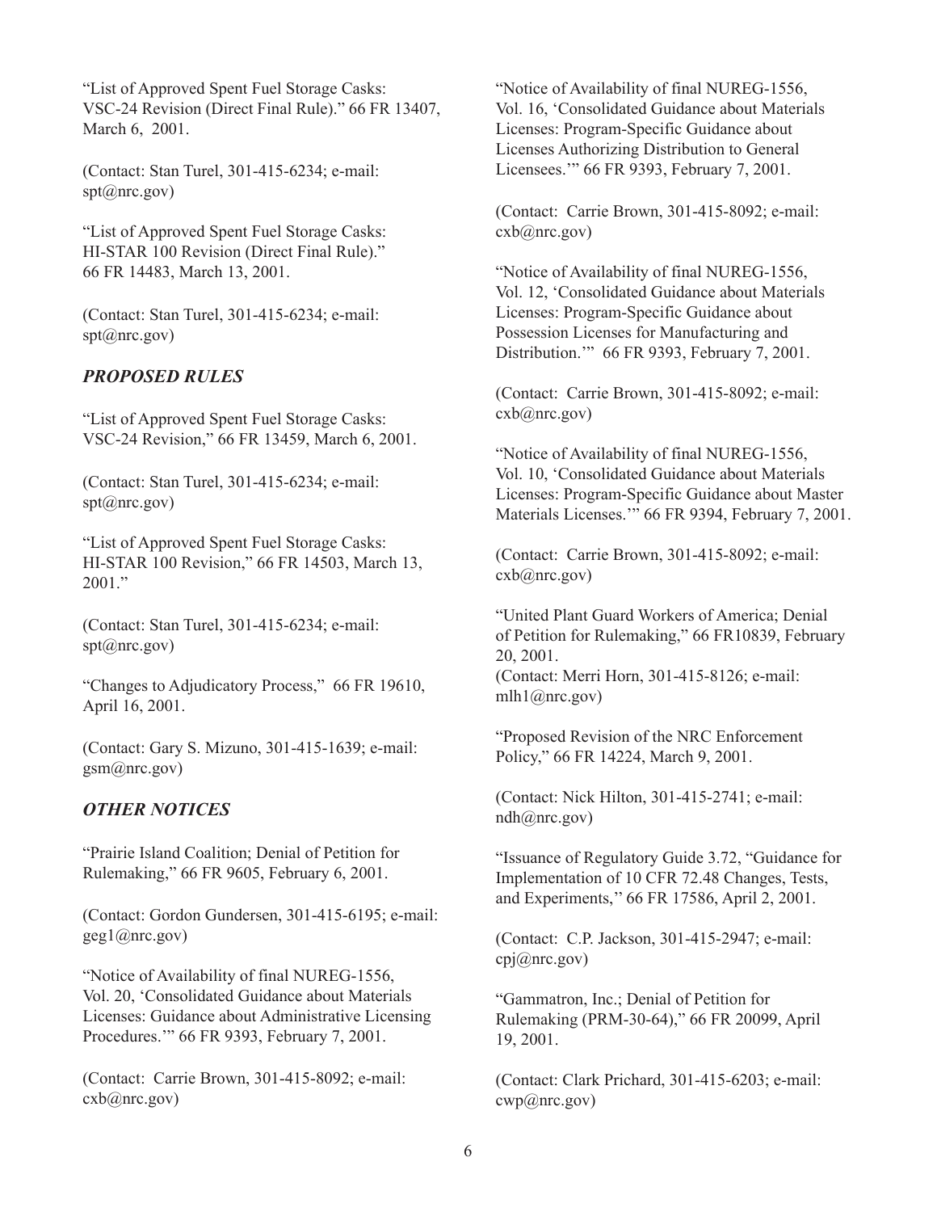"List of Approved Spent Fuel Storage Casks: VSC-24 Revision (Direct Final Rule)." 66 FR 13407, March 6, 2001.

(Contact: Stan Turel, 301-415-6234; e-mail: spt@nrc.gov)

"List of Approved Spent Fuel Storage Casks: HI-STAR 100 Revision (Direct Final Rule)." 66 FR 14483, March 13, 2001.

(Contact: Stan Turel, 301-415-6234; e-mail: spt@nrc.gov)

### *PROPOSED RULES*

"List of Approved Spent Fuel Storage Casks: VSC-24 Revision," 66 FR 13459, March 6, 2001.

(Contact: Stan Turel, 301-415-6234; e-mail: spt@nrc.gov)

"List of Approved Spent Fuel Storage Casks: HI-STAR 100 Revision," 66 FR 14503, March 13, 2001."

(Contact: Stan Turel, 301-415-6234; e-mail: spt@nrc.gov)

"Changes to Adjudicatory Process," 66 FR 19610, April 16, 2001.

(Contact: Gary S. Mizuno, 301-415-1639; e-mail: gsm@nrc.gov)

### *OTHER NOTICES*

"Prairie Island Coalition; Denial of Petition for Rulemaking," 66 FR 9605, February 6, 2001.

(Contact: Gordon Gundersen, 301-415-6195; e-mail: geg1@nrc.gov)

"Notice of Availability of final NUREG-1556, Vol. 20, 'Consolidated Guidance about Materials Licenses: Guidance about Administrative Licensing Procedures.'" 66 FR 9393, February 7, 2001.

(Contact: Carrie Brown, 301-415-8092; e-mail: cxb@nrc.gov)

"Notice of Availability of final NUREG-1556, Vol. 16, 'Consolidated Guidance about Materials Licenses: Program-Specific Guidance about Licenses Authorizing Distribution to General Licensees.'" 66 FR 9393, February 7, 2001.

(Contact: Carrie Brown, 301-415-8092; e-mail: cxb@nrc.gov)

"Notice of Availability of final NUREG-1556, Vol. 12, 'Consolidated Guidance about Materials Licenses: Program-Specific Guidance about Possession Licenses for Manufacturing and Distribution.'" 66 FR 9393, February 7, 2001.

(Contact: Carrie Brown, 301-415-8092; e-mail: cxb@nrc.gov)

"Notice of Availability of final NUREG-1556, Vol. 10, 'Consolidated Guidance about Materials Licenses: Program-Specific Guidance about Master Materials Licenses.'" 66 FR 9394, February 7, 2001.

(Contact: Carrie Brown, 301-415-8092; e-mail: cxb@nrc.gov)

"United Plant Guard Workers of America; Denial of Petition for Rulemaking," 66 FR10839, February 20, 2001.
(Contact: Merri Horn, 301-415-8126; e-mail: mlh1@nrc.gov)

"Proposed Revision of the NRC Enforcement Policy," 66 FR 14224, March 9, 2001.

(Contact: Nick Hilton, 301-415-2741; e-mail: ndh@nrc.gov)

"Issuance of Regulatory Guide 3.72, "Guidance for Implementation of 10 CFR 72.48 Changes, Tests, and Experiments,'' 66 FR 17586, April 2, 2001.

(Contact: C.P. Jackson, 301-415-2947; e-mail: cpj@nrc.gov)

"Gammatron, Inc.; Denial of Petition for Rulemaking (PRM-30-64)," 66 FR 20099, April 19, 2001.

(Contact: Clark Prichard, 301-415-6203; e-mail: cwp@nrc.gov)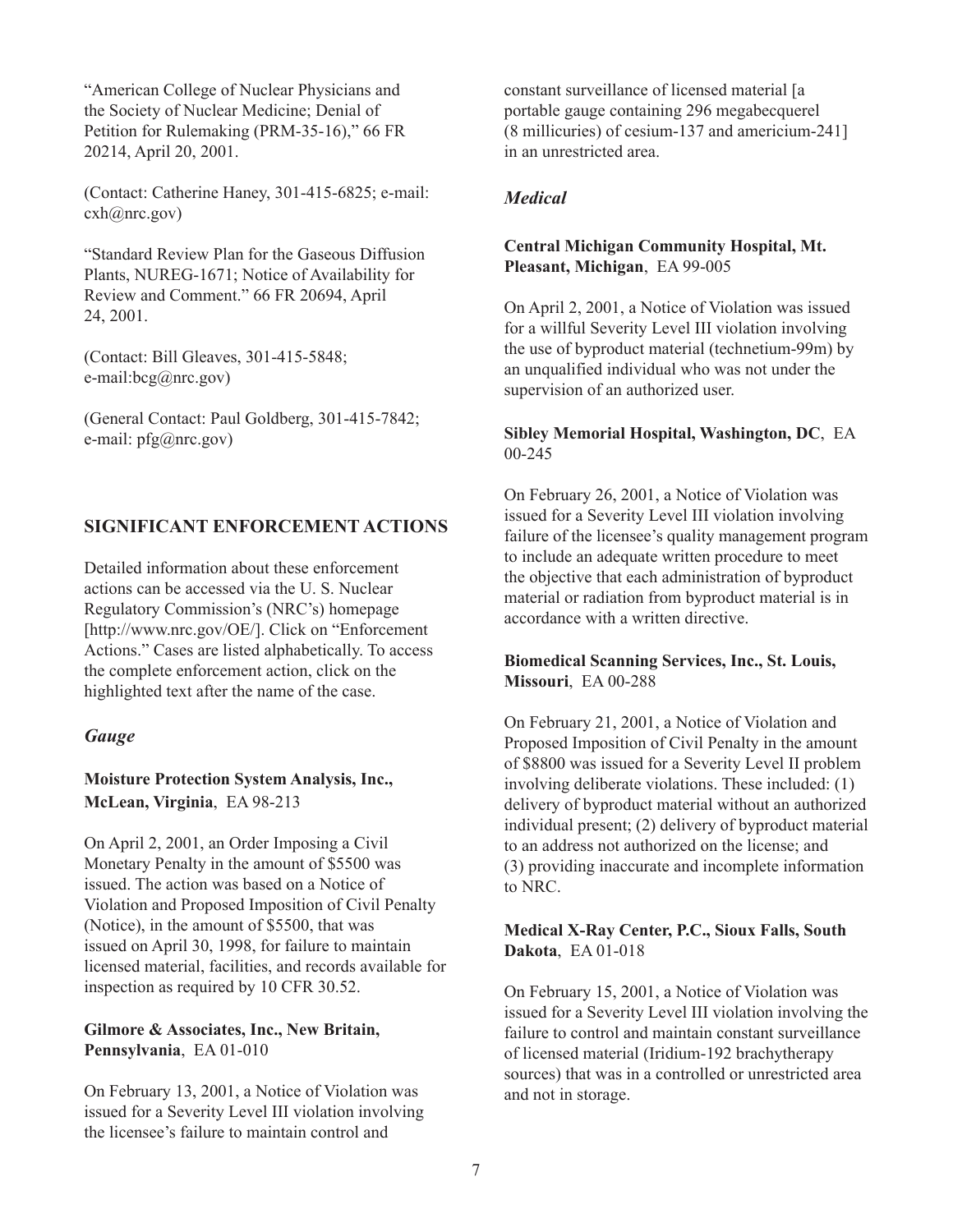"American College of Nuclear Physicians and the Society of Nuclear Medicine; Denial of Petition for Rulemaking (PRM-35-16)," 66 FR 20214, April 20, 2001.

(Contact: Catherine Haney, 301-415-6825; e-mail: cxh@nrc.gov)

"Standard Review Plan for the Gaseous Diffusion Plants, NUREG-1671; Notice of Availability for Review and Comment." 66 FR 20694, April 24, 2001.

(Contact: Bill Gleaves, 301-415-5848; e-mail:bcg@nrc.gov)

(General Contact: Paul Goldberg, 301-415-7842; e-mail: pfg@nrc.gov)

## SIGNIFICANT ENFORCEMENT ACTIONS

Detailed information about these enforcement actions can be accessed via the U. S. Nuclear Regulatory Commission's (NRC's) homepage [http://www.nrc.gov/OE/]. Click on "Enforcement Actions." Cases are listed alphabetically. To access the complete enforcement action, click on the highlighted text after the name of the case.

### *Gauge*

**Moisture Protection System Analysis, Inc., McLean, Virginia**, EA 98-213

On April 2, 2001, an Order Imposing a Civil Monetary Penalty in the amount of $5500 was issued. The action was based on a Notice of Violation and Proposed Imposition of Civil Penalty (Notice), in the amount of $5500, that was issued on April 30, 1998, for failure to maintain licensed material, facilities, and records available for inspection as required by 10 CFR 30.52.

**Gilmore & Associates, Inc., New Britain, Pennsylvania**, EA 01-010

On February 13, 2001, a Notice of Violation was issued for a Severity Level III violation involving the licensee's failure to maintain control and constant surveillance of licensed material [a portable gauge containing 296 megabecquerel (8 millicuries) of cesium-137 and americium-241] in an unrestricted area.

### *Medical*

**Central Michigan Community Hospital, Mt. Pleasant, Michigan**, EA 99-005

On April 2, 2001, a Notice of Violation was issued for a willful Severity Level III violation involving the use of byproduct material (technetium-99m) by an unqualified individual who was not under the supervision of an authorized user.

**Sibley Memorial Hospital, Washington, DC**, EA 00-245

On February 26, 2001, a Notice of Violation was issued for a Severity Level III violation involving failure of the licensee's quality management program to include an adequate written procedure to meet the objective that each administration of byproduct material or radiation from byproduct material is in accordance with a written directive.

**Biomedical Scanning Services, Inc., St. Louis, Missouri**, EA 00-288

On February 21, 2001, a Notice of Violation and Proposed Imposition of Civil Penalty in the amount of $8800 was issued for a Severity Level II problem involving deliberate violations. These included: (1) delivery of byproduct material without an authorized individual present; (2) delivery of byproduct material to an address not authorized on the license; and (3) providing inaccurate and incomplete information to NRC.

**Medical X-Ray Center, P.C., Sioux Falls, South Dakota**, EA 01-018

On February 15, 2001, a Notice of Violation was issued for a Severity Level III violation involving the failure to control and maintain constant surveillance of licensed material (Iridium-192 brachytherapy sources) that was in a controlled or unrestricted area and not in storage.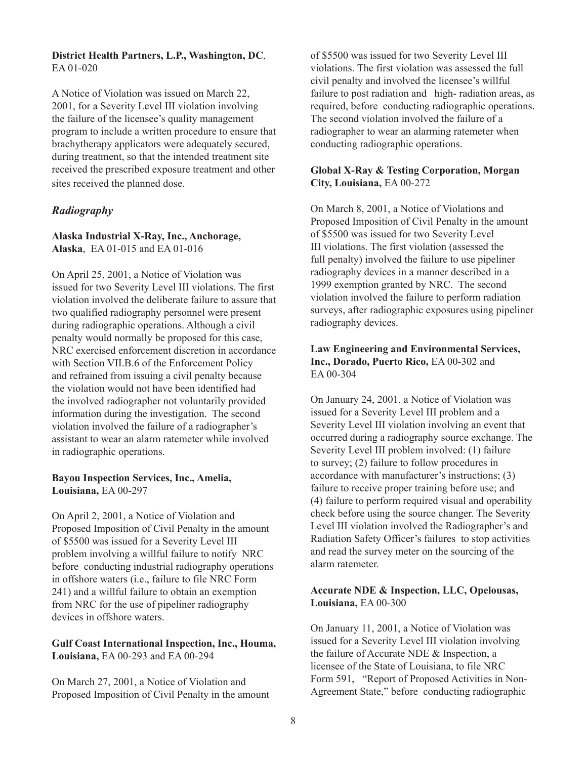**District Health Partners, L.P., Washington, DC**, EA 01-020

A Notice of Violation was issued on March 22, 2001, for a Severity Level III violation involving the failure of the licensee's quality management program to include a written procedure to ensure that brachytherapy applicators were adequately secured, during treatment, so that the intended treatment site received the prescribed exposure treatment and other sites received the planned dose.

### *Radiography*

**Alaska Industrial X-Ray, Inc., Anchorage, Alaska**, EA 01-015 and EA 01-016

On April 25, 2001, a Notice of Violation was issued for two Severity Level III violations. The first violation involved the deliberate failure to assure that two qualified radiography personnel were present during radiographic operations. Although a civil penalty would normally be proposed for this case, NRC exercised enforcement discretion in accordance with Section VII.B.6 of the Enforcement Policy and refrained from issuing a civil penalty because the violation would not have been identified had the involved radiographer not voluntarily provided information during the investigation. The second violation involved the failure of a radiographer's assistant to wear an alarm ratemeter while involved in radiographic operations.

**Bayou Inspection Services, Inc., Amelia, Louisiana,** EA 00-297

On April 2, 2001, a Notice of Violation and Proposed Imposition of Civil Penalty in the amount of $5500 was issued for a Severity Level III problem involving a willful failure to notify NRC before conducting industrial radiography operations in offshore waters (i.e., failure to file NRC Form 241) and a willful failure to obtain an exemption from NRC for the use of pipeliner radiography devices in offshore waters.

**Gulf Coast International Inspection, Inc., Houma, Louisiana,** EA 00-293 and EA 00-294

On March 27, 2001, a Notice of Violation and Proposed Imposition of Civil Penalty in the amount of $5500 was issued for two Severity Level III violations. The first violation was assessed the full civil penalty and involved the licensee's willful failure to post radiation and high- radiation areas, as required, before conducting radiographic operations. The second violation involved the failure of a radiographer to wear an alarming ratemeter when conducting radiographic operations.

**Global X-Ray & Testing Corporation, Morgan City, Louisiana,** EA 00-272

On March 8, 2001, a Notice of Violations and Proposed Imposition of Civil Penalty in the amount of $5500 was issued for two Severity Level III violations. The first violation (assessed the full penalty) involved the failure to use pipeliner radiography devices in a manner described in a 1999 exemption granted by NRC. The second violation involved the failure to perform radiation surveys, after radiographic exposures using pipeliner radiography devices.

**Law Engineering and Environmental Services, Inc., Dorado, Puerto Rico,** EA 00-302 and EA 00-304

On January 24, 2001, a Notice of Violation was issued for a Severity Level III problem and a Severity Level III violation involving an event that occurred during a radiography source exchange. The Severity Level III problem involved: (1) failure to survey; (2) failure to follow procedures in accordance with manufacturer's instructions; (3) failure to receive proper training before use; and (4) failure to perform required visual and operability check before using the source changer. The Severity Level III violation involved the Radiographer's and Radiation Safety Officer's failures to stop activities and read the survey meter on the sourcing of the alarm ratemeter.

**Accurate NDE & Inspection, LLC, Opelousas, Louisiana,** EA 00-300

On January 11, 2001, a Notice of Violation was issued for a Severity Level III violation involving the failure of Accurate NDE & Inspection, a licensee of the State of Louisiana, to file NRC Form 591, "Report of Proposed Activities in Non-Agreement State," before conducting radiographic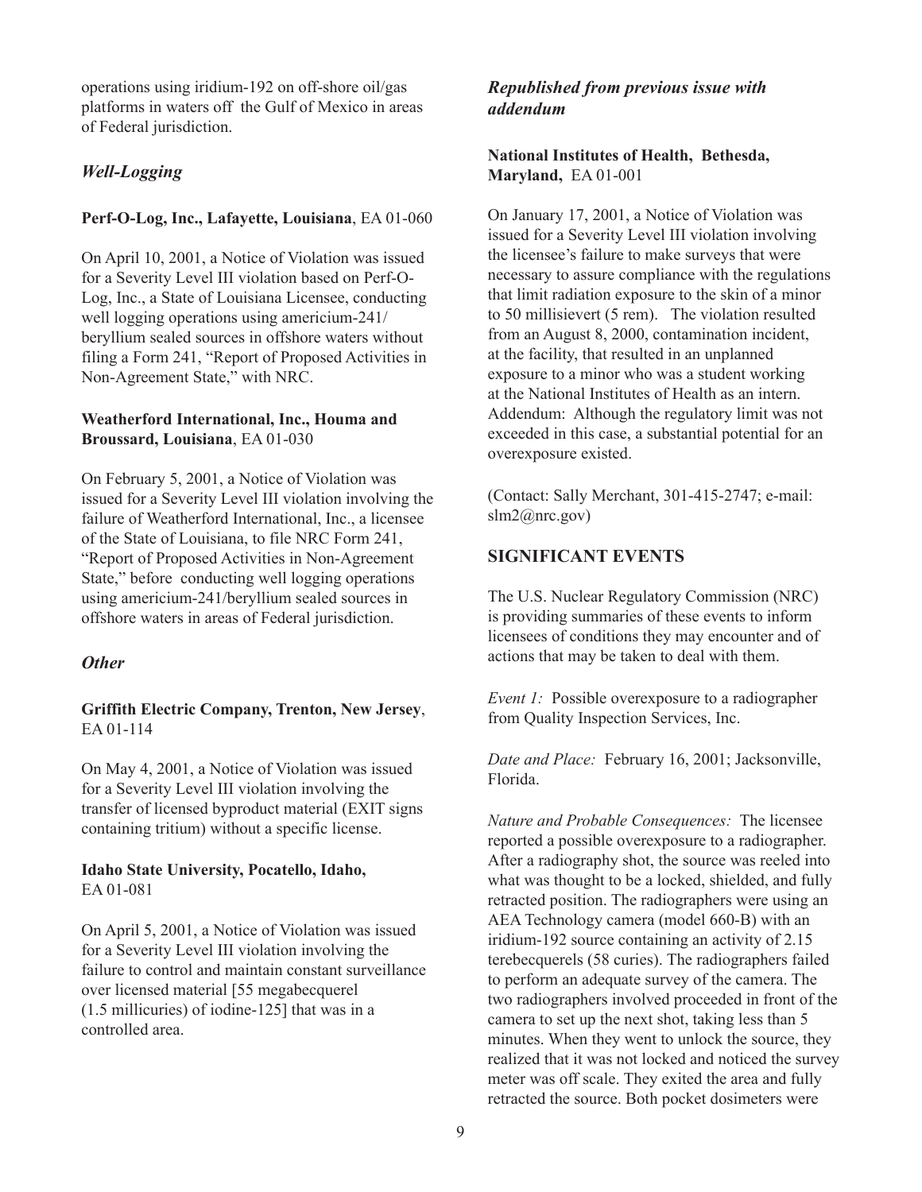operations using iridium-192 on off-shore oil/gas platforms in waters off the Gulf of Mexico in areas of Federal jurisdiction.

### *Well-Logging*

**Perf-O-Log, Inc., Lafayette, Louisiana**, EA 01-060

On April 10, 2001, a Notice of Violation was issued for a Severity Level III violation based on Perf-O-Log, Inc., a State of Louisiana Licensee, conducting well logging operations using americium-241/ beryllium sealed sources in offshore waters without filing a Form 241, "Report of Proposed Activities in Non-Agreement State," with NRC.

**Weatherford International, Inc., Houma and Broussard, Louisiana**, EA 01-030

On February 5, 2001, a Notice of Violation was issued for a Severity Level III violation involving the failure of Weatherford International, Inc., a licensee of the State of Louisiana, to file NRC Form 241, "Report of Proposed Activities in Non-Agreement State," before conducting well logging operations using americium-241/beryllium sealed sources in offshore waters in areas of Federal jurisdiction.

### *Other*

**Griffith Electric Company, Trenton, New Jersey**, EA 01-114

On May 4, 2001, a Notice of Violation was issued for a Severity Level III violation involving the transfer of licensed byproduct material (EXIT signs containing tritium) without a specific license.

**Idaho State University, Pocatello, Idaho,** EA 01-081

On April 5, 2001, a Notice of Violation was issued for a Severity Level III violation involving the failure to control and maintain constant surveillance over licensed material [55 megabecquerel (1.5 millicuries) of iodine-125] that was in a controlled area.

### *Republished from previous issue with addendum*

**National Institutes of Health, Bethesda, Maryland,** EA 01-001

On January 17, 2001, a Notice of Violation was issued for a Severity Level III violation involving the licensee's failure to make surveys that were necessary to assure compliance with the regulations that limit radiation exposure to the skin of a minor to 50 millisievert (5 rem). The violation resulted from an August 8, 2000, contamination incident, at the facility, that resulted in an unplanned exposure to a minor who was a student working at the National Institutes of Health as an intern. Addendum: Although the regulatory limit was not exceeded in this case, a substantial potential for an overexposure existed.

(Contact: Sally Merchant, 301-415-2747; e-mail: slm2@nrc.gov)

## SIGNIFICANT EVENTS

The U.S. Nuclear Regulatory Commission (NRC) is providing summaries of these events to inform licensees of conditions they may encounter and of actions that may be taken to deal with them.

*Event 1:* Possible overexposure to a radiographer from Quality Inspection Services, Inc.

*Date and Place:* February 16, 2001; Jacksonville, Florida.

*Nature and Probable Consequences:* The licensee reported a possible overexposure to a radiographer. After a radiography shot, the source was reeled into what was thought to be a locked, shielded, and fully retracted position. The radiographers were using an AEA Technology camera (model 660-B) with an iridium-192 source containing an activity of 2.15 terebecquerels (58 curies). The radiographers failed to perform an adequate survey of the camera. The two radiographers involved proceeded in front of the camera to set up the next shot, taking less than 5 minutes. When they went to unlock the source, they realized that it was not locked and noticed the survey meter was off scale. They exited the area and fully retracted the source. Both pocket dosimeters were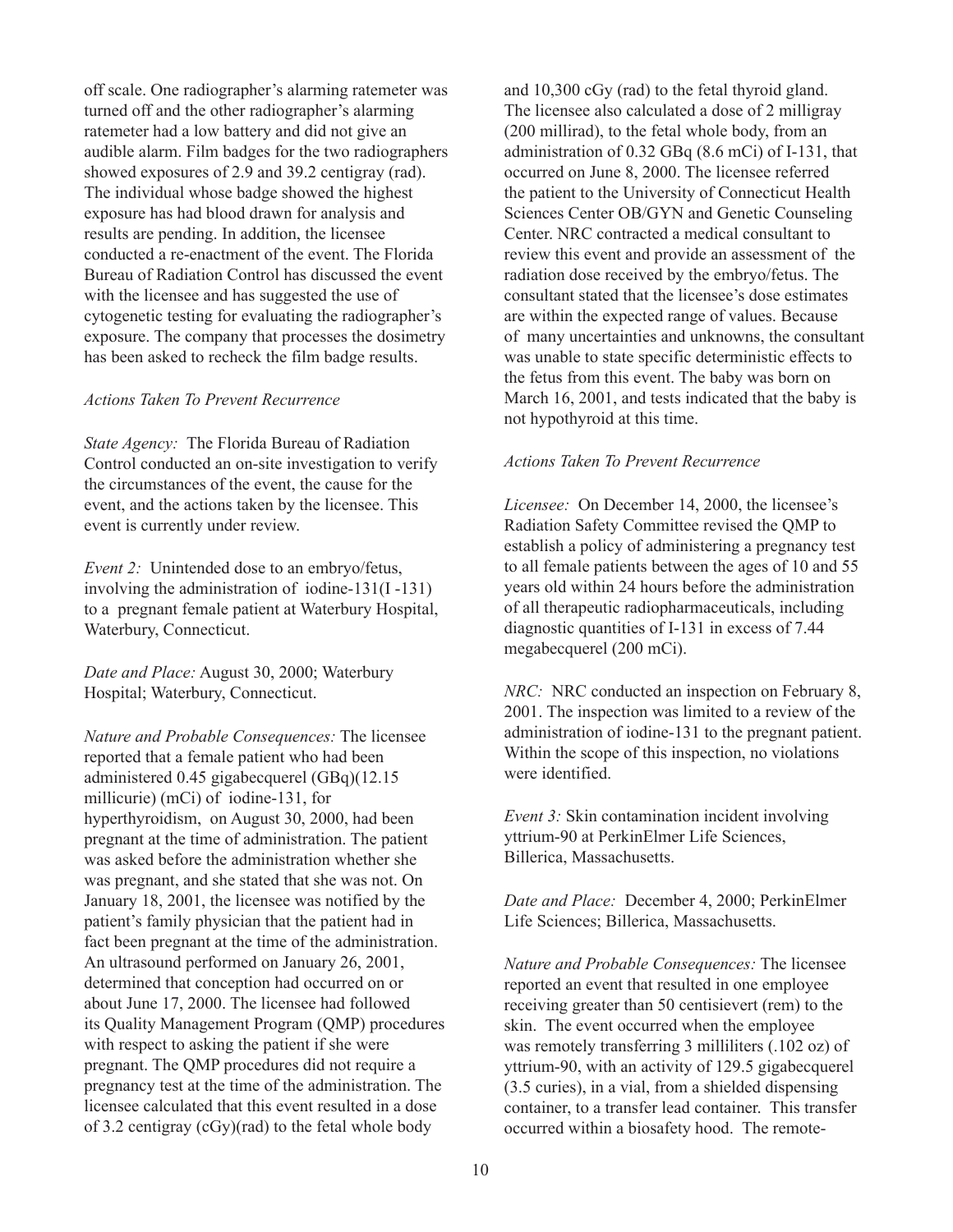off scale. One radiographer's alarming ratemeter was turned off and the other radiographer's alarming ratemeter had a low battery and did not give an audible alarm. Film badges for the two radiographers showed exposures of 2.9 and 39.2 centigray (rad). The individual whose badge showed the highest exposure has had blood drawn for analysis and results are pending. In addition, the licensee conducted a re-enactment of the event. The Florida Bureau of Radiation Control has discussed the event with the licensee and has suggested the use of cytogenetic testing for evaluating the radiographer's exposure. The company that processes the dosimetry has been asked to recheck the film badge results.

*Actions Taken To Prevent Recurrence*

*State Agency:* The Florida Bureau of Radiation Control conducted an on-site investigation to verify the circumstances of the event, the cause for the event, and the actions taken by the licensee. This event is currently under review.

*Event 2:* Unintended dose to an embryo/fetus, involving the administration of iodine-131(I -131) to a pregnant female patient at Waterbury Hospital, Waterbury, Connecticut.

*Date and Place:* August 30, 2000; Waterbury Hospital; Waterbury, Connecticut.

*Nature and Probable Consequences:* The licensee reported that a female patient who had been administered 0.45 gigabecquerel (GBq)(12.15 millicurie) (mCi) of iodine-131, for hyperthyroidism, on August 30, 2000, had been pregnant at the time of administration. The patient was asked before the administration whether she was pregnant, and she stated that she was not. On January 18, 2001, the licensee was notified by the patient's family physician that the patient had in fact been pregnant at the time of the administration. An ultrasound performed on January 26, 2001, determined that conception had occurred on or about June 17, 2000. The licensee had followed its Quality Management Program (QMP) procedures with respect to asking the patient if she were pregnant. The QMP procedures did not require a pregnancy test at the time of the administration. The licensee calculated that this event resulted in a dose of 3.2 centigray (cGy)(rad) to the fetal whole body and 10,300 cGy (rad) to the fetal thyroid gland. The licensee also calculated a dose of 2 milligray (200 millirad), to the fetal whole body, from an administration of 0.32 GBq (8.6 mCi) of I-131, that occurred on June 8, 2000. The licensee referred the patient to the University of Connecticut Health Sciences Center OB/GYN and Genetic Counseling Center. NRC contracted a medical consultant to review this event and provide an assessment of the radiation dose received by the embryo/fetus. The consultant stated that the licensee's dose estimates are within the expected range of values. Because of many uncertainties and unknowns, the consultant was unable to state specific deterministic effects to the fetus from this event. The baby was born on March 16, 2001, and tests indicated that the baby is not hypothyroid at this time.

*Actions Taken To Prevent Recurrence*

*Licensee:* On December 14, 2000, the licensee's Radiation Safety Committee revised the QMP to establish a policy of administering a pregnancy test to all female patients between the ages of 10 and 55 years old within 24 hours before the administration of all therapeutic radiopharmaceuticals, including diagnostic quantities of I-131 in excess of 7.44 megabecquerel (200 mCi).

*NRC:* NRC conducted an inspection on February 8, 2001. The inspection was limited to a review of the administration of iodine-131 to the pregnant patient. Within the scope of this inspection, no violations were identified.

*Event 3:* Skin contamination incident involving yttrium-90 at PerkinElmer Life Sciences, Billerica, Massachusetts.

*Date and Place:* December 4, 2000; PerkinElmer Life Sciences; Billerica, Massachusetts.

*Nature and Probable Consequences:* The licensee reported an event that resulted in one employee receiving greater than 50 centisievert (rem) to the skin. The event occurred when the employee was remotely transferring 3 milliliters (.102 oz) of yttrium-90, with an activity of 129.5 gigabecquerel (3.5 curies), in a vial, from a shielded dispensing container, to a transfer lead container. This transfer occurred within a biosafety hood. The remote-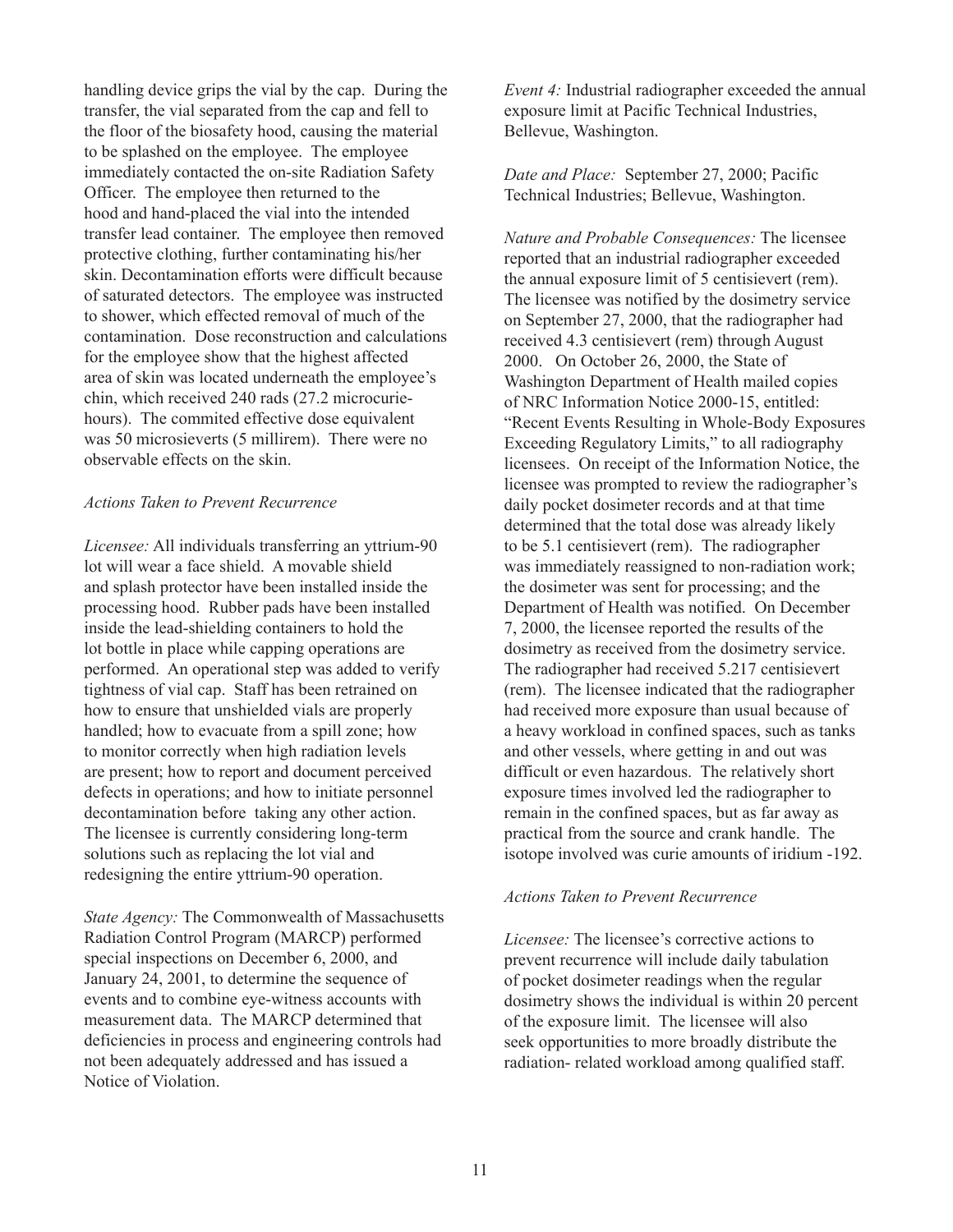handling device grips the vial by the cap. During the transfer, the vial separated from the cap and fell to the floor of the biosafety hood, causing the material to be splashed on the employee. The employee immediately contacted the on-site Radiation Safety Officer. The employee then returned to the hood and hand-placed the vial into the intended transfer lead container. The employee then removed protective clothing, further contaminating his/her skin. Decontamination efforts were difficult because of saturated detectors. The employee was instructed to shower, which effected removal of much of the contamination. Dose reconstruction and calculations for the employee show that the highest affected area of skin was located underneath the employee's chin, which received 240 rads (27.2 microcurie-hours). The commited effective dose equivalent was 50 microsieverts (5 millirem). There were no observable effects on the skin.

*Actions Taken to Prevent Recurrence*

*Licensee:* All individuals transferring an yttrium-90 lot will wear a face shield. A movable shield and splash protector have been installed inside the processing hood. Rubber pads have been installed inside the lead-shielding containers to hold the lot bottle in place while capping operations are performed. An operational step was added to verify tightness of vial cap. Staff has been retrained on how to ensure that unshielded vials are properly handled; how to evacuate from a spill zone; how to monitor correctly when high radiation levels are present; how to report and document perceived defects in operations; and how to initiate personnel decontamination before taking any other action. The licensee is currently considering long-term solutions such as replacing the lot vial and redesigning the entire yttrium-90 operation.

*State Agency:* The Commonwealth of Massachusetts Radiation Control Program (MARCP) performed special inspections on December 6, 2000, and January 24, 2001, to determine the sequence of events and to combine eye-witness accounts with measurement data. The MARCP determined that deficiencies in process and engineering controls had not been adequately addressed and has issued a Notice of Violation.

*Event 4:* Industrial radiographer exceeded the annual exposure limit at Pacific Technical Industries, Bellevue, Washington.

*Date and Place:* September 27, 2000; Pacific Technical Industries; Bellevue, Washington.

*Nature and Probable Consequences:* The licensee reported that an industrial radiographer exceeded the annual exposure limit of 5 centisievert (rem). The licensee was notified by the dosimetry service on September 27, 2000, that the radiographer had received 4.3 centisievert (rem) through August 2000. On October 26, 2000, the State of Washington Department of Health mailed copies of NRC Information Notice 2000-15, entitled: "Recent Events Resulting in Whole-Body Exposures Exceeding Regulatory Limits," to all radiography licensees. On receipt of the Information Notice, the licensee was prompted to review the radiographer's daily pocket dosimeter records and at that time determined that the total dose was already likely to be 5.1 centisievert (rem). The radiographer was immediately reassigned to non-radiation work; the dosimeter was sent for processing; and the Department of Health was notified. On December 7, 2000, the licensee reported the results of the dosimetry as received from the dosimetry service. The radiographer had received 5.217 centisievert (rem). The licensee indicated that the radiographer had received more exposure than usual because of a heavy workload in confined spaces, such as tanks and other vessels, where getting in and out was difficult or even hazardous. The relatively short exposure times involved led the radiographer to remain in the confined spaces, but as far away as practical from the source and crank handle. The isotope involved was curie amounts of iridium -192.

*Actions Taken to Prevent Recurrence*

*Licensee:* The licensee's corrective actions to prevent recurrence will include daily tabulation of pocket dosimeter readings when the regular dosimetry shows the individual is within 20 percent of the exposure limit. The licensee will also seek opportunities to more broadly distribute the radiation- related workload among qualified staff.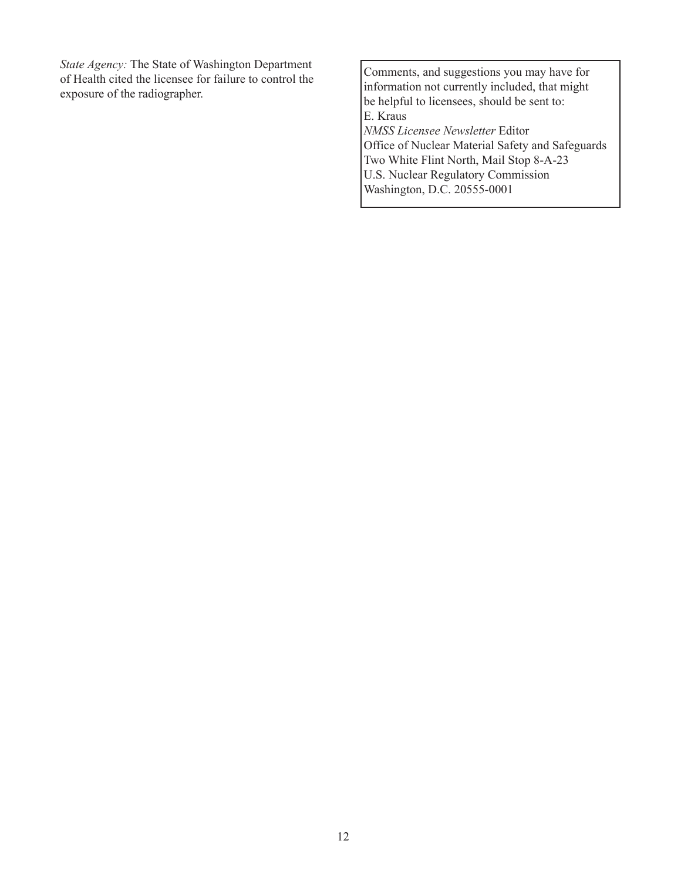*State Agency:* The State of Washington Department of Health cited the licensee for failure to control the exposure of the radiographer.

Comments, and suggestions you may have for information not currently included, that might be helpful to licensees, should be sent to:
E. Kraus
*NMSS Licensee Newsletter* Editor
Office of Nuclear Material Safety and Safeguards
Two White Flint North, Mail Stop 8-A-23
U.S. Nuclear Regulatory Commission
Washington, D.C. 20555-0001